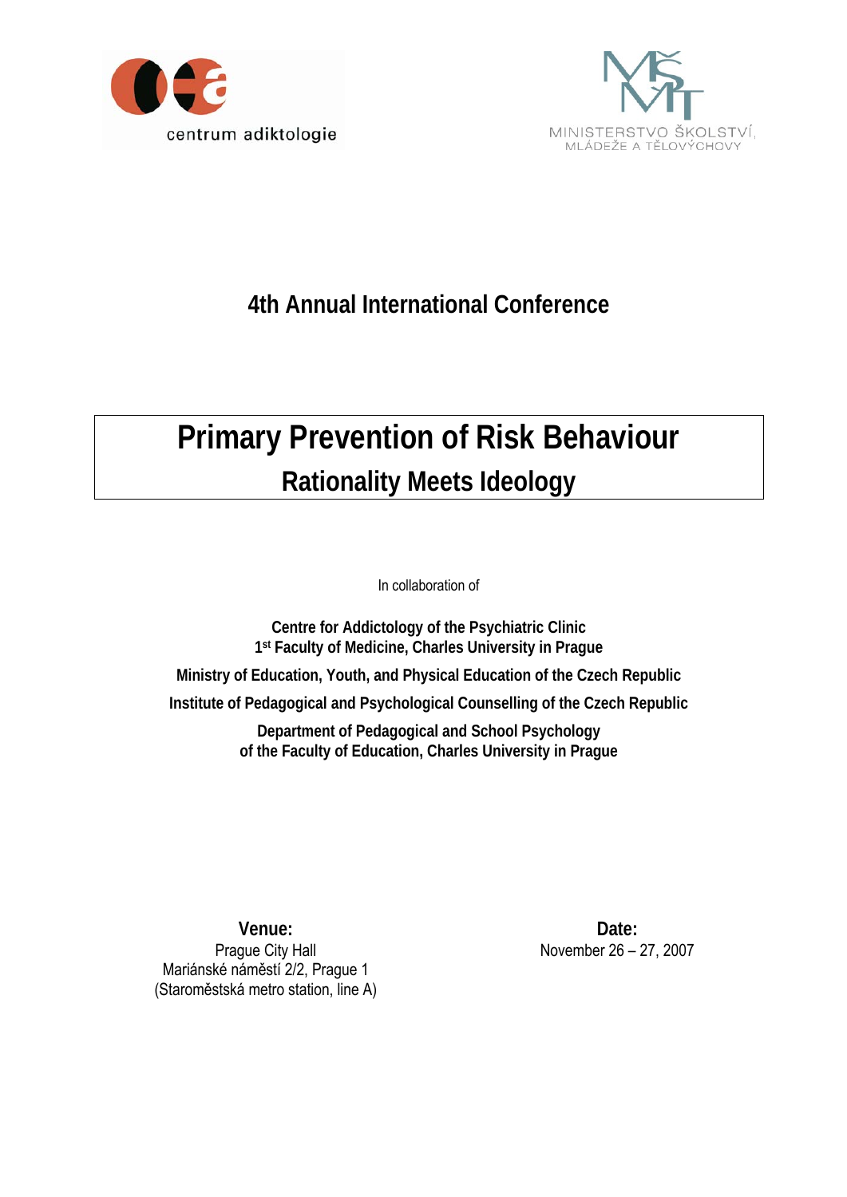centrum adiktologie

MINISTERSTVO ŠKOLSTVÍ, MLÁDEŽE A TĚLOVÝCHOVY

## 4th Annual International Conference

# Primary Prevention of Risk Behaviour

## Rationality Meets Ideology

In collaboration of

**Centre for Addictology of the Psychiatric Clinic**
**1st Faculty of Medicine, Charles University in Prague**

**Ministry of Education, Youth, and Physical Education of the Czech Republic**

**Institute of Pedagogical and Psychological Counselling of the Czech Republic**

**Department of Pedagogical and School Psychology**
**of the Faculty of Education, Charles University in Prague**

**Venue:**
Prague City Hall
Mariánské náměstí 2/2, Prague 1
(Staroměstská metro station, line A)

**Date:**
November 26 – 27, 2007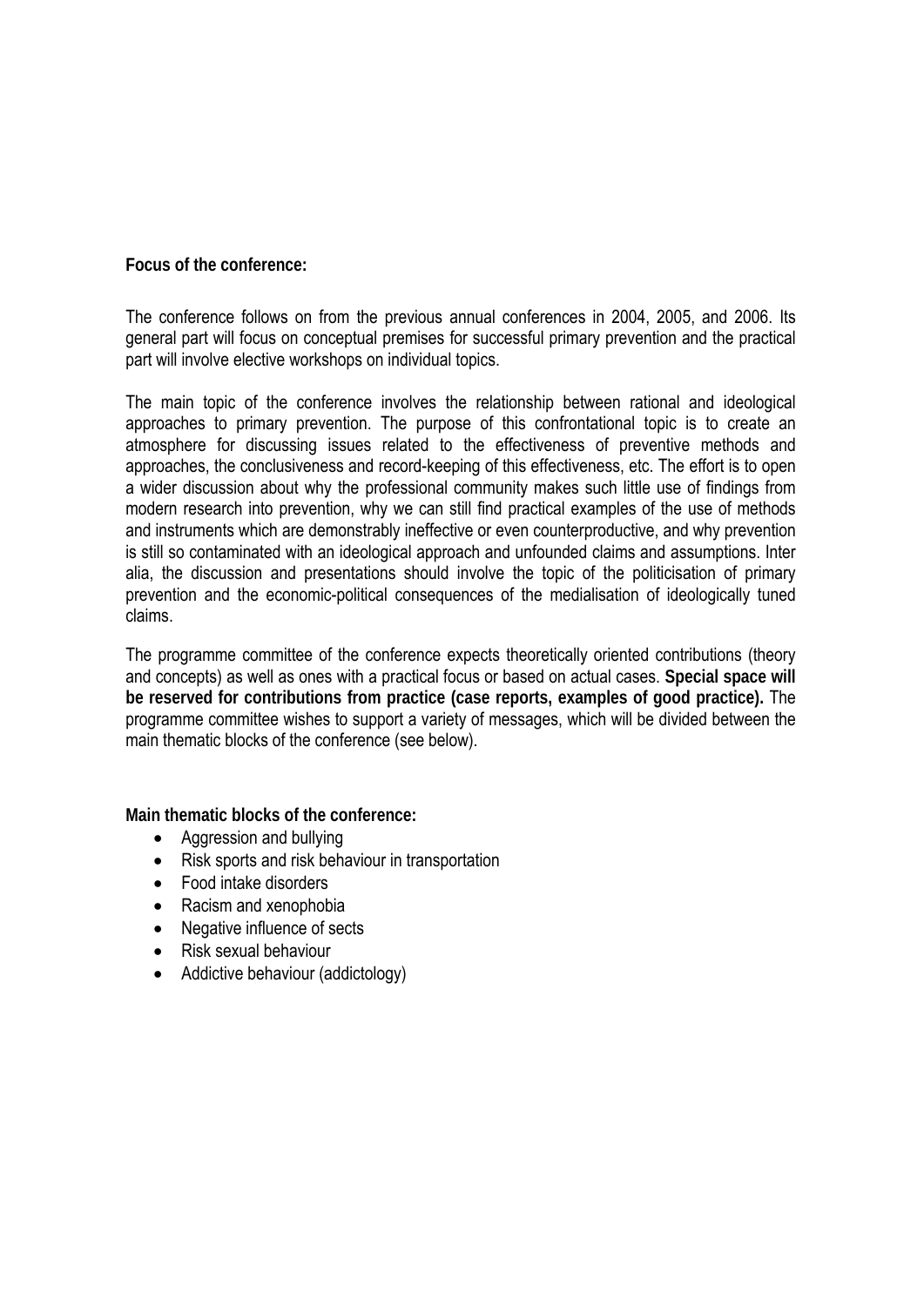**Focus of the conference:**

The conference follows on from the previous annual conferences in 2004, 2005, and 2006. Its general part will focus on conceptual premises for successful primary prevention and the practical part will involve elective workshops on individual topics.

The main topic of the conference involves the relationship between rational and ideological approaches to primary prevention. The purpose of this confrontational topic is to create an atmosphere for discussing issues related to the effectiveness of preventive methods and approaches, the conclusiveness and record-keeping of this effectiveness, etc. The effort is to open a wider discussion about why the professional community makes such little use of findings from modern research into prevention, why we can still find practical examples of the use of methods and instruments which are demonstrably ineffective or even counterproductive, and why prevention is still so contaminated with an ideological approach and unfounded claims and assumptions. Inter alia, the discussion and presentations should involve the topic of the politicisation of primary prevention and the economic-political consequences of the medialisation of ideologically tuned claims.

The programme committee of the conference expects theoretically oriented contributions (theory and concepts) as well as ones with a practical focus or based on actual cases. **Special space will be reserved for contributions from practice (case reports, examples of good practice).** The programme committee wishes to support a variety of messages, which will be divided between the main thematic blocks of the conference (see below).

**Main thematic blocks of the conference:**

- Aggression and bullying
- Risk sports and risk behaviour in transportation
- Food intake disorders
- Racism and xenophobia
- Negative influence of sects
- Risk sexual behaviour
- Addictive behaviour (addictology)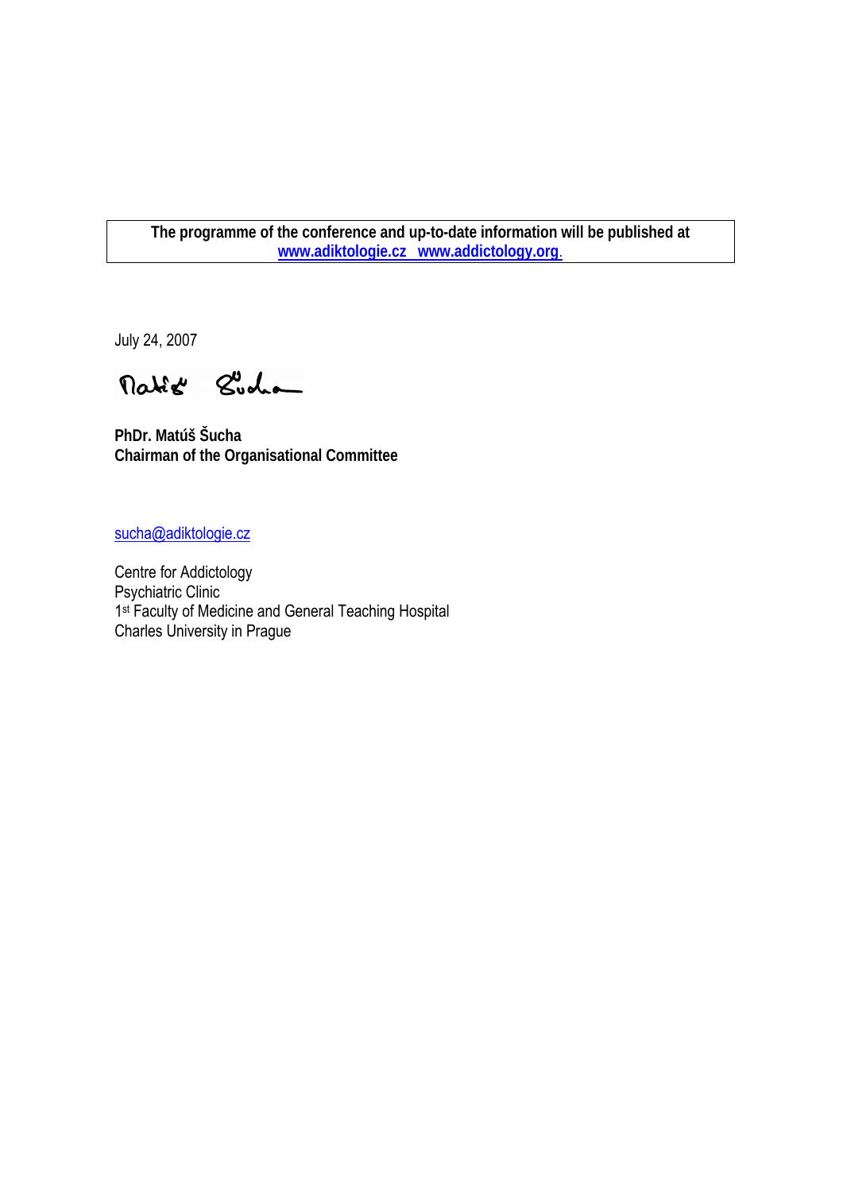**The programme of the conference and up-to-date information will be published at**
**www.adiktologie.cz www.addictology.org**

July 24, 2007

**PhDr. Matúš Šucha**
**Chairman of the Organisational Committee**

sucha@adiktologie.cz

Centre for Addictology
Psychiatric Clinic
1st Faculty of Medicine and General Teaching Hospital
Charles University in Prague